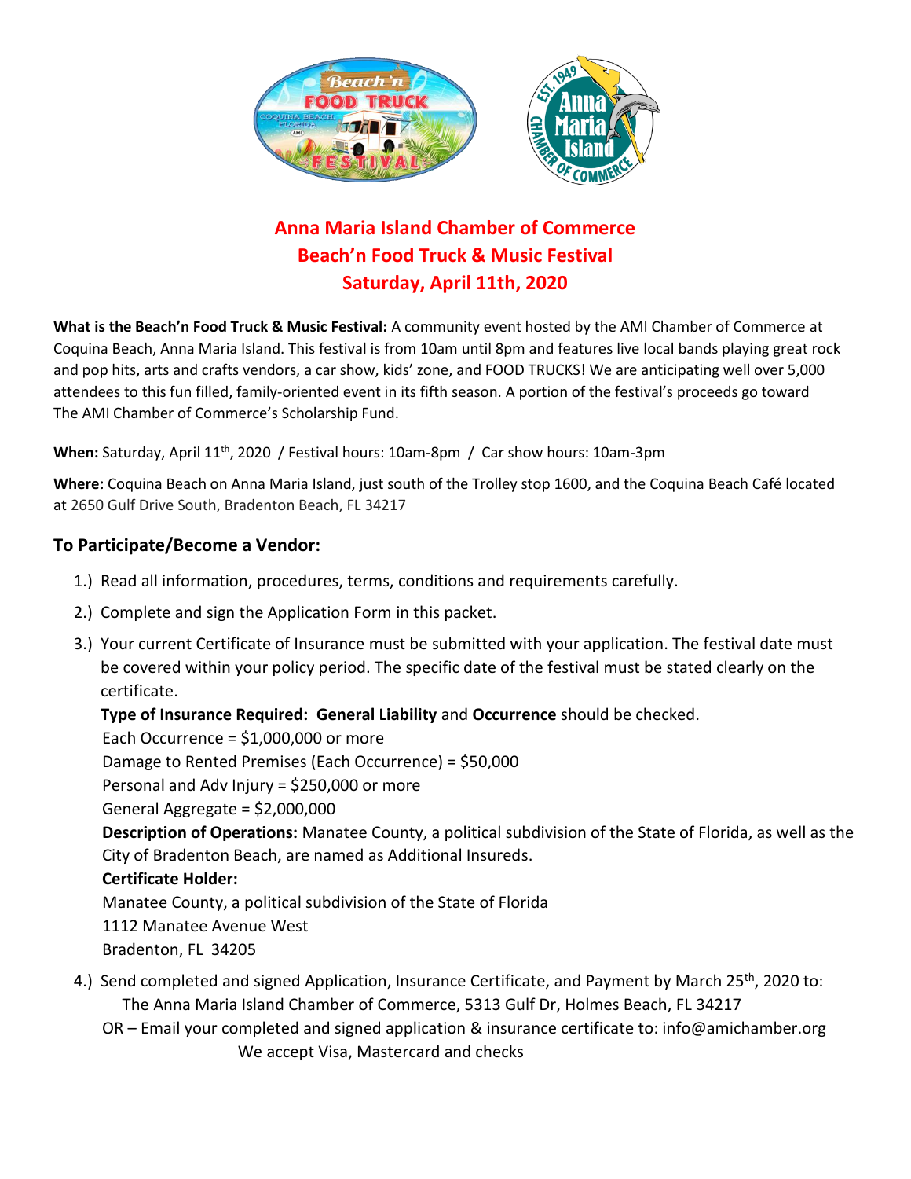# Anna Maria Island Chamber of Commerce
# Beach'n Food Truck & Music Festival
# Saturday, April 11th, 2020

**What is the Beach'n Food Truck & Music Festival:** A community event hosted by the AMI Chamber of Commerce at Coquina Beach, Anna Maria Island. This festival is from 10am until 8pm and features live local bands playing great rock and pop hits, arts and crafts vendors, a car show, kids' zone, and FOOD TRUCKS! We are anticipating well over 5,000 attendees to this fun filled, family-oriented event in its fifth season. A portion of the festival's proceeds go toward The AMI Chamber of Commerce's Scholarship Fund.

**When:** Saturday, April 11th, 2020 / Festival hours: 10am-8pm / Car show hours: 10am-3pm

**Where:** Coquina Beach on Anna Maria Island, just south of the Trolley stop 1600, and the Coquina Beach Café located at 2650 Gulf Drive South, Bradenton Beach, FL 34217

## To Participate/Become a Vendor:

1.) Read all information, procedures, terms, conditions and requirements carefully.

2.) Complete and sign the Application Form in this packet.

3.) Your current Certificate of Insurance must be submitted with your application. The festival date must be covered within your policy period. The specific date of the festival must be stated clearly on the certificate.

**Type of Insurance Required: General Liability** and **Occurrence** should be checked.
Each Occurrence = $1,000,000 or more
Damage to Rented Premises (Each Occurrence) = $50,000
Personal and Adv Injury = $250,000 or more
General Aggregate = $2,000,000
**Description of Operations:** Manatee County, a political subdivision of the State of Florida, as well as the City of Bradenton Beach, are named as Additional Insureds.
**Certificate Holder:**
Manatee County, a political subdivision of the State of Florida
1112 Manatee Avenue West
Bradenton, FL 34205

4.) Send completed and signed Application, Insurance Certificate, and Payment by March 25th, 2020 to:
The Anna Maria Island Chamber of Commerce, 5313 Gulf Dr, Holmes Beach, FL 34217
OR – Email your completed and signed application & insurance certificate to: info@amichamber.org
We accept Visa, Mastercard and checks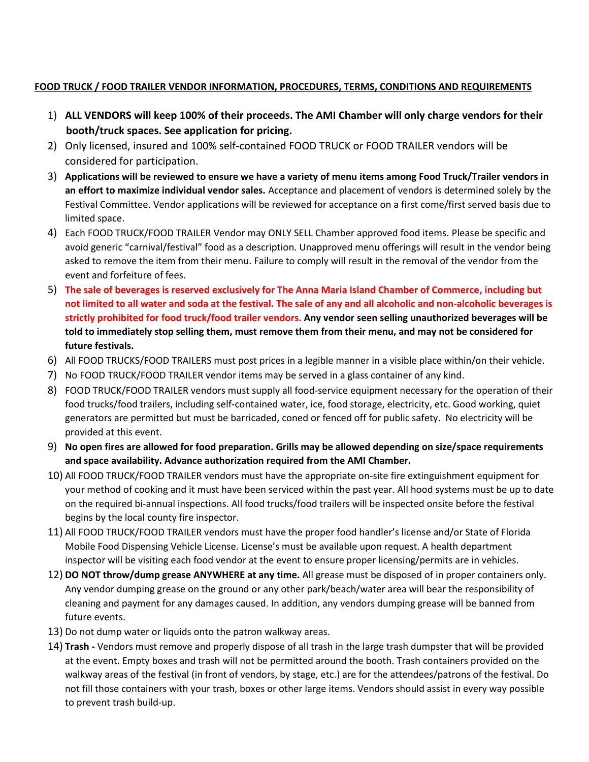**FOOD TRUCK / FOOD TRAILER VENDOR INFORMATION, PROCEDURES, TERMS, CONDITIONS AND REQUIREMENTS**

1) **ALL VENDORS will keep 100% of their proceeds. The AMI Chamber will only charge vendors for their booth/truck spaces. See application for pricing.**
2) Only licensed, insured and 100% self-contained FOOD TRUCK or FOOD TRAILER vendors will be considered for participation.
3) **Applications will be reviewed to ensure we have a variety of menu items among Food Truck/Trailer vendors in an effort to maximize individual vendor sales.** Acceptance and placement of vendors is determined solely by the Festival Committee. Vendor applications will be reviewed for acceptance on a first come/first served basis due to limited space.
4) Each FOOD TRUCK/FOOD TRAILER Vendor may ONLY SELL Chamber approved food items. Please be specific and avoid generic "carnival/festival" food as a description. Unapproved menu offerings will result in the vendor being asked to remove the item from their menu. Failure to comply will result in the removal of the vendor from the event and forfeiture of fees.
5) **The sale of beverages is reserved exclusively for The Anna Maria Island Chamber of Commerce, including but not limited to all water and soda at the festival. The sale of any and all alcoholic and non-alcoholic beverages is strictly prohibited for food truck/food trailer vendors. Any vendor seen selling unauthorized beverages will be told to immediately stop selling them, must remove them from their menu, and may not be considered for future festivals.**
6) All FOOD TRUCKS/FOOD TRAILERS must post prices in a legible manner in a visible place within/on their vehicle.
7) No FOOD TRUCK/FOOD TRAILER vendor items may be served in a glass container of any kind.
8) FOOD TRUCK/FOOD TRAILER vendors must supply all food-service equipment necessary for the operation of their food trucks/food trailers, including self-contained water, ice, food storage, electricity, etc. Good working, quiet generators are permitted but must be barricaded, coned or fenced off for public safety. No electricity will be provided at this event.
9) **No open fires are allowed for food preparation. Grills may be allowed depending on size/space requirements and space availability. Advance authorization required from the AMI Chamber.**
10) All FOOD TRUCK/FOOD TRAILER vendors must have the appropriate on-site fire extinguishment equipment for your method of cooking and it must have been serviced within the past year. All hood systems must be up to date on the required bi-annual inspections. All food trucks/food trailers will be inspected onsite before the festival begins by the local county fire inspector.
11) All FOOD TRUCK/FOOD TRAILER vendors must have the proper food handler's license and/or State of Florida Mobile Food Dispensing Vehicle License. License's must be available upon request. A health department inspector will be visiting each food vendor at the event to ensure proper licensing/permits are in vehicles.
12) **DO NOT throw/dump grease ANYWHERE at any time.** All grease must be disposed of in proper containers only. Any vendor dumping grease on the ground or any other park/beach/water area will bear the responsibility of cleaning and payment for any damages caused. In addition, any vendors dumping grease will be banned from future events.
13) Do not dump water or liquids onto the patron walkway areas.
14) **Trash -** Vendors must remove and properly dispose of all trash in the large trash dumpster that will be provided at the event. Empty boxes and trash will not be permitted around the booth. Trash containers provided on the walkway areas of the festival (in front of vendors, by stage, etc.) are for the attendees/patrons of the festival. Do not fill those containers with your trash, boxes or other large items. Vendors should assist in every way possible to prevent trash build-up.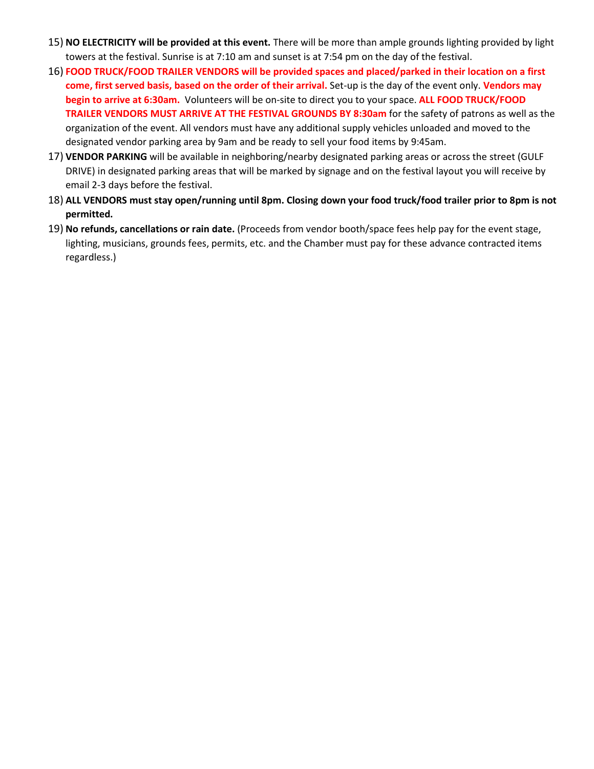15) **NO ELECTRICITY will be provided at this event.** There will be more than ample grounds lighting provided by light towers at the festival. Sunrise is at 7:10 am and sunset is at 7:54 pm on the day of the festival.
16) **FOOD TRUCK/FOOD TRAILER VENDORS will be provided spaces and placed/parked in their location on a first come, first served basis, based on the order of their arrival.** Set-up is the day of the event only. **Vendors may begin to arrive at 6:30am.** Volunteers will be on-site to direct you to your space. **ALL FOOD TRUCK/FOOD TRAILER VENDORS MUST ARRIVE AT THE FESTIVAL GROUNDS BY 8:30am** for the safety of patrons as well as the organization of the event. All vendors must have any additional supply vehicles unloaded and moved to the designated vendor parking area by 9am and be ready to sell your food items by 9:45am.
17) **VENDOR PARKING** will be available in neighboring/nearby designated parking areas or across the street (GULF DRIVE) in designated parking areas that will be marked by signage and on the festival layout you will receive by email 2-3 days before the festival.
18) **ALL VENDORS must stay open/running until 8pm. Closing down your food truck/food trailer prior to 8pm is not permitted.**
19) **No refunds, cancellations or rain date.** (Proceeds from vendor booth/space fees help pay for the event stage, lighting, musicians, grounds fees, permits, etc. and the Chamber must pay for these advance contracted items regardless.)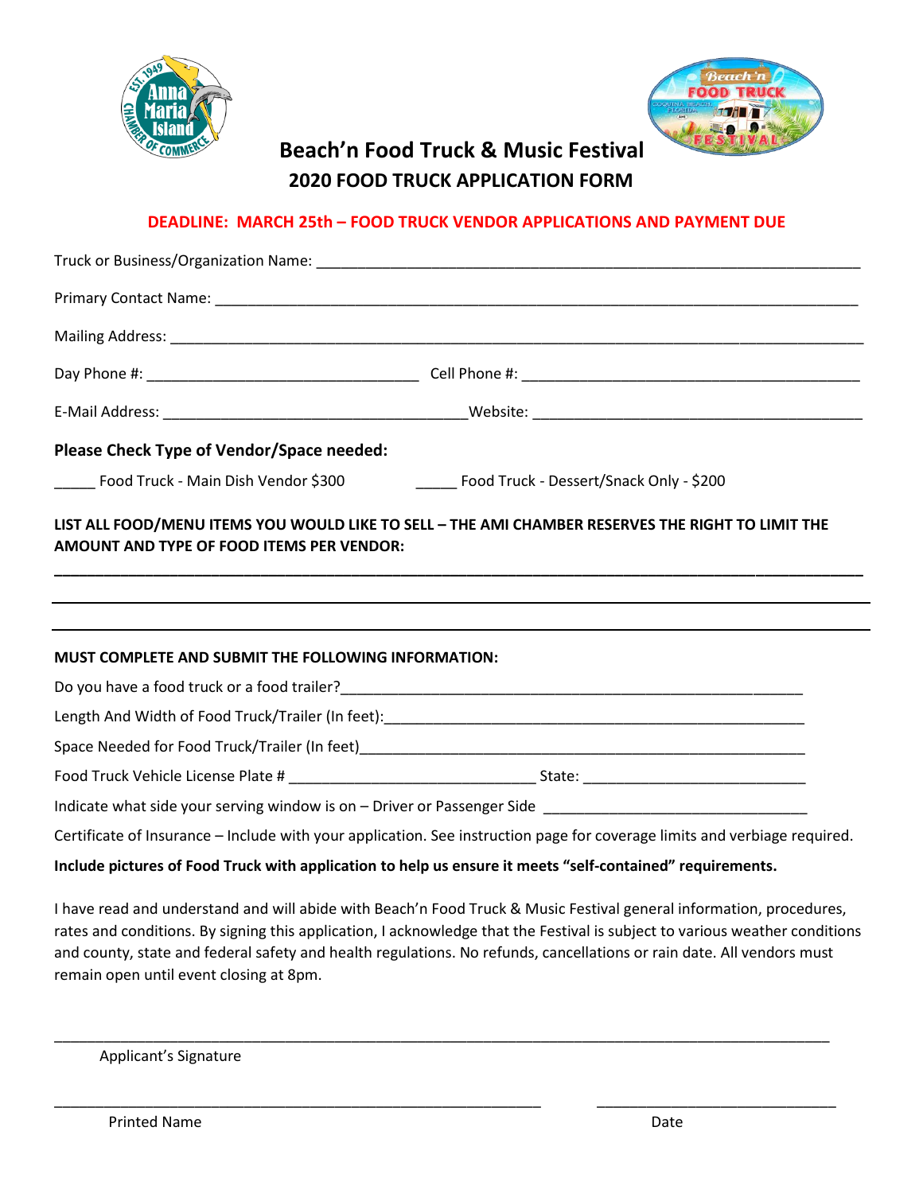# Beach'n Food Truck & Music Festival

## 2020 FOOD TRUCK APPLICATION FORM

**DEADLINE: MARCH 25th – FOOD TRUCK VENDOR APPLICATIONS AND PAYMENT DUE**

Truck or Business/Organization Name: ______________________________________________

Primary Contact Name: ______________________________________________

Mailing Address: ______________________________________________

Day Phone #: ______________________ Cell Phone #: ______________________

E-Mail Address: ______________________ Website: ______________________

**Please Check Type of Vendor/Space needed:**

_____ Food Truck - Main Dish Vendor $300 _____ Food Truck - Dessert/Snack Only - $200

**LIST ALL FOOD/MENU ITEMS YOU WOULD LIKE TO SELL – THE AMI CHAMBER RESERVES THE RIGHT TO LIMIT THE AMOUNT AND TYPE OF FOOD ITEMS PER VENDOR:**

______________________________________________

______________________________________________

______________________________________________

**MUST COMPLETE AND SUBMIT THE FOLLOWING INFORMATION:**

Do you have a food truck or a food trailer?______________________________________________

Length And Width of Food Truck/Trailer (In feet):______________________________________________

Space Needed for Food Truck/Trailer (In feet)______________________________________________

Food Truck Vehicle License Plate # ______________________ State: ______________________

Indicate what side your serving window is on – Driver or Passenger Side ______________________

Certificate of Insurance – Include with your application. See instruction page for coverage limits and verbiage required.

**Include pictures of Food Truck with application to help us ensure it meets "self-contained" requirements.**

I have read and understand and will abide with Beach'n Food Truck & Music Festival general information, procedures, rates and conditions. By signing this application, I acknowledge that the Festival is subject to various weather conditions and county, state and federal safety and health regulations. No refunds, cancellations or rain date. All vendors must remain open until event closing at 8pm.

______________________________________________

Applicant's Signature

______________________________________________ ______________________

Printed Name Date